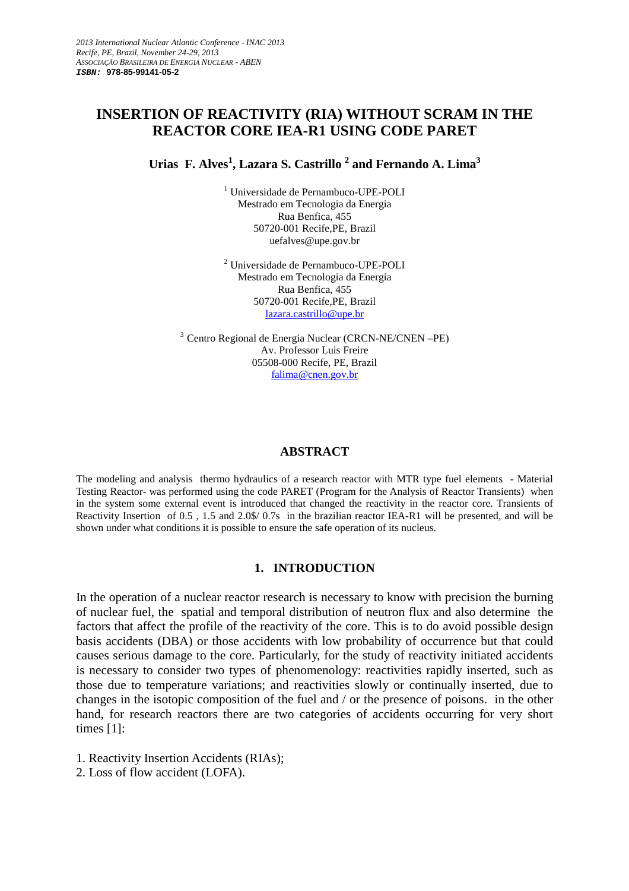*2013 International Nuclear Atlantic Conference - INAC 2013*
*Recife, PE, Brazil, November 24-29, 2013*
*ASSOCIAÇÃO BRASILEIRA DE ENERGIA NUCLEAR - ABEN*
**ISBN: 978-85-99141-05-2**

# INSERTION OF REACTIVITY (RIA) WITHOUT SCRAM IN THE REACTOR CORE IEA-R1 USING CODE PARET

**Urias F. Alves[1], Lazara S. Castrillo [2] and Fernando A. Lima[3]**

[1] Universidade de Pernambuco-UPE-POLI
Mestrado em Tecnologia da Energia
Rua Benfica, 455
50720-001 Recife,PE, Brazil
uefalves@upe.gov.br

[2] Universidade de Pernambuco-UPE-POLI
Mestrado em Tecnologia da Energia
Rua Benfica, 455
50720-001 Recife,PE, Brazil
lazara.castrillo@upe.br

[3] Centro Regional de Energia Nuclear (CRCN-NE/CNEN –PE)
Av. Professor Luis Freire
05508-000 Recife, PE, Brazil
falima@cnen.gov.br

## ABSTRACT

The modeling and analysis thermo hydraulics of a research reactor with MTR type fuel elements - Material Testing Reactor- was performed using the code PARET (Program for the Analysis of Reactor Transients) when in the system some external event is introduced that changed the reactivity in the reactor core. Transients of Reactivity Insertion of 0.5 , 1.5 and 2.0$/ 0.7s in the brazilian reactor IEA-R1 will be presented, and will be shown under what conditions it is possible to ensure the safe operation of its nucleus.

## 1. INTRODUCTION

In the operation of a nuclear reactor research is necessary to know with precision the burning of nuclear fuel, the spatial and temporal distribution of neutron flux and also determine the factors that affect the profile of the reactivity of the core. This is to do avoid possible design basis accidents (DBA) or those accidents with low probability of occurrence but that could causes serious damage to the core. Particularly, for the study of reactivity initiated accidents is necessary to consider two types of phenomenology: reactivities rapidly inserted, such as those due to temperature variations; and reactivities slowly or continually inserted, due to changes in the isotopic composition of the fuel and / or the presence of poisons. in the other hand, for research reactors there are two categories of accidents occurring for very short times [1]:

1. Reactivity Insertion Accidents (RIAs);
2. Loss of flow accident (LOFA).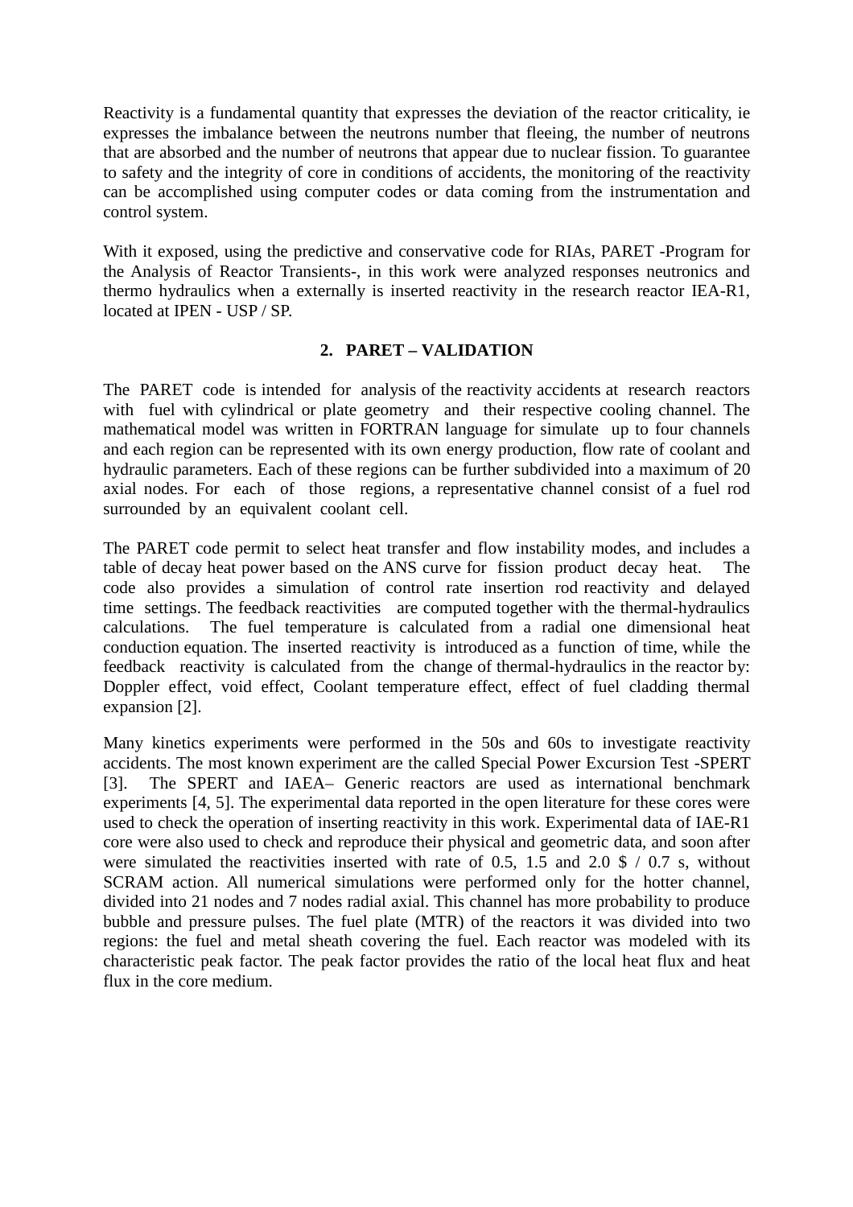Reactivity is a fundamental quantity that expresses the deviation of the reactor criticality, ie expresses the imbalance between the neutrons number that fleeing, the number of neutrons that are absorbed and the number of neutrons that appear due to nuclear fission. To guarantee to safety and the integrity of core in conditions of accidents, the monitoring of the reactivity can be accomplished using computer codes or data coming from the instrumentation and control system.

With it exposed, using the predictive and conservative code for RIAs, PARET -Program for the Analysis of Reactor Transients-, in this work were analyzed responses neutronics and thermo hydraulics when a externally is inserted reactivity in the research reactor IEA-R1, located at IPEN - USP / SP.

## 2. PARET – VALIDATION

The PARET code is intended for analysis of the reactivity accidents at research reactors with fuel with cylindrical or plate geometry and their respective cooling channel. The mathematical model was written in FORTRAN language for simulate up to four channels and each region can be represented with its own energy production, flow rate of coolant and hydraulic parameters. Each of these regions can be further subdivided into a maximum of 20 axial nodes. For each of those regions, a representative channel consist of a fuel rod surrounded by an equivalent coolant cell.

The PARET code permit to select heat transfer and flow instability modes, and includes a table of decay heat power based on the ANS curve for fission product decay heat. The code also provides a simulation of control rate insertion rod reactivity and delayed time settings. The feedback reactivities are computed together with the thermal-hydraulics calculations. The fuel temperature is calculated from a radial one dimensional heat conduction equation. The inserted reactivity is introduced as a function of time, while the feedback reactivity is calculated from the change of thermal-hydraulics in the reactor by: Doppler effect, void effect, Coolant temperature effect, effect of fuel cladding thermal expansion [2].

Many kinetics experiments were performed in the 50s and 60s to investigate reactivity accidents. The most known experiment are the called Special Power Excursion Test -SPERT [3]. The SPERT and IAEA– Generic reactors are used as international benchmark experiments [4, 5]. The experimental data reported in the open literature for these cores were used to check the operation of inserting reactivity in this work. Experimental data of IAE-R1 core were also used to check and reproduce their physical and geometric data, and soon after were simulated the reactivities inserted with rate of 0.5, 1.5 and 2.0 $ / 0.7 s, without SCRAM action. All numerical simulations were performed only for the hotter channel, divided into 21 nodes and 7 nodes radial axial. This channel has more probability to produce bubble and pressure pulses. The fuel plate (MTR) of the reactors it was divided into two regions: the fuel and metal sheath covering the fuel. Each reactor was modeled with its characteristic peak factor. The peak factor provides the ratio of the local heat flux and heat flux in the core medium.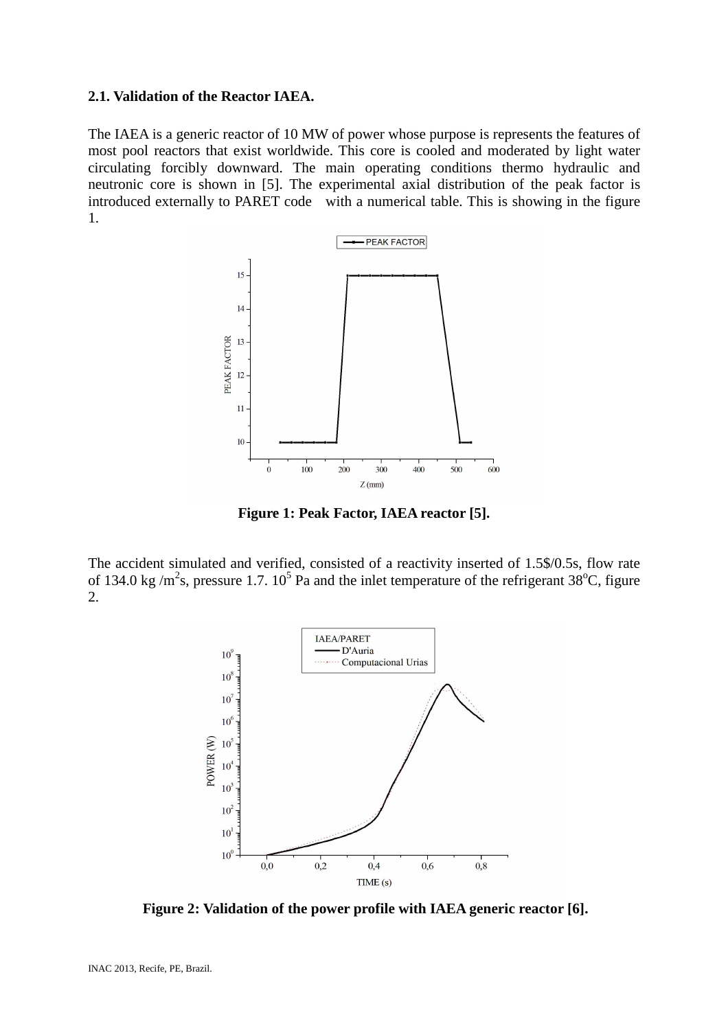**2.1. Validation of the Reactor IAEA.**

The IAEA is a generic reactor of 10 MW of power whose purpose is represents the features of most pool reactors that exist worldwide. This core is cooled and moderated by light water circulating forcibly downward. The main operating conditions thermo hydraulic and neutronic core is shown in [5]. The experimental axial distribution of the peak factor is introduced externally to PARET code with a numerical table. This is showing in the figure 1.

**Figure 1: Peak Factor, IAEA reactor [5].**

The accident simulated and verified, consisted of a reactivity inserted of 1.5$/0.5s, flow rate of 134.0 kg /$m^2$s, pressure 1.7. $10^5$ Pa and the inlet temperature of the refrigerant 38$^o$C, figure 2.

**Figure 2: Validation of the power profile with IAEA generic reactor [6].**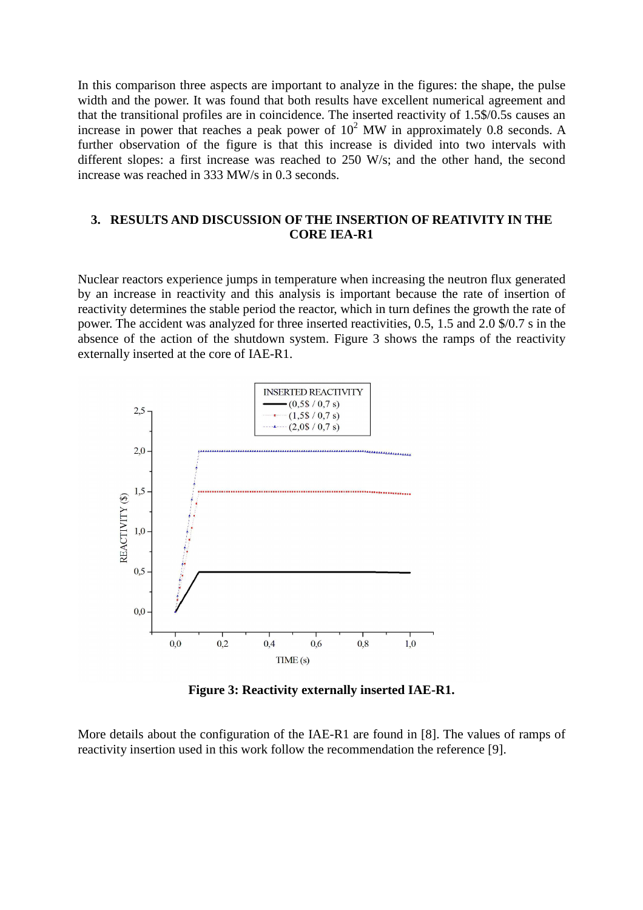In this comparison three aspects are important to analyze in the figures: the shape, the pulse width and the power. It was found that both results have excellent numerical agreement and that the transitional profiles are in coincidence. The inserted reactivity of 1.5$/0.5s causes an increase in power that reaches a peak power of $10^2$ MW in approximately 0.8 seconds. A further observation of the figure is that this increase is divided into two intervals with different slopes: a first increase was reached to 250 W/s; and the other hand, the second increase was reached in 333 MW/s in 0.3 seconds.

## 3. RESULTS AND DISCUSSION OF THE INSERTION OF REATIVITY IN THE CORE IEA-R1

Nuclear reactors experience jumps in temperature when increasing the neutron flux generated by an increase in reactivity and this analysis is important because the rate of insertion of reactivity determines the stable period the reactor, which in turn defines the growth the rate of power. The accident was analyzed for three inserted reactivities, 0.5, 1.5 and 2.0 $/0.7 s in the absence of the action of the shutdown system. Figure 3 shows the ramps of the reactivity externally inserted at the core of IAE-R1.

**Figure 3: Reactivity externally inserted IAE-R1.**

More details about the configuration of the IAE-R1 are found in [8]. The values of ramps of reactivity insertion used in this work follow the recommendation the reference [9].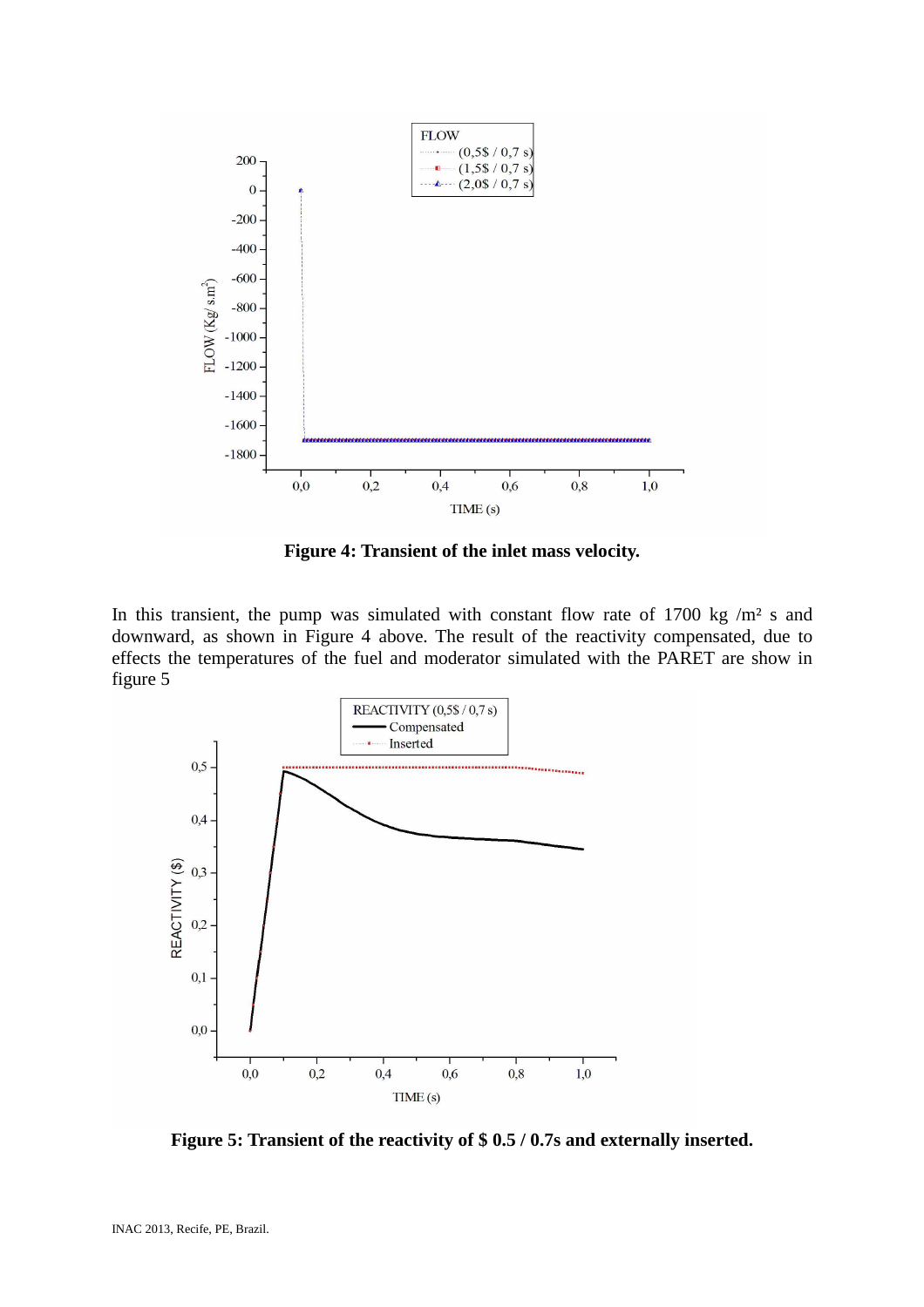**Figure 4: Transient of the inlet mass velocity.**

In this transient, the pump was simulated with constant flow rate of 1700 kg /m² s and downward, as shown in Figure 4 above. The result of the reactivity compensated, due to effects the temperatures of the fuel and moderator simulated with the PARET are show in figure 5

**Figure 5: Transient of the reactivity of \$ 0.5 / 0.7s and externally inserted.**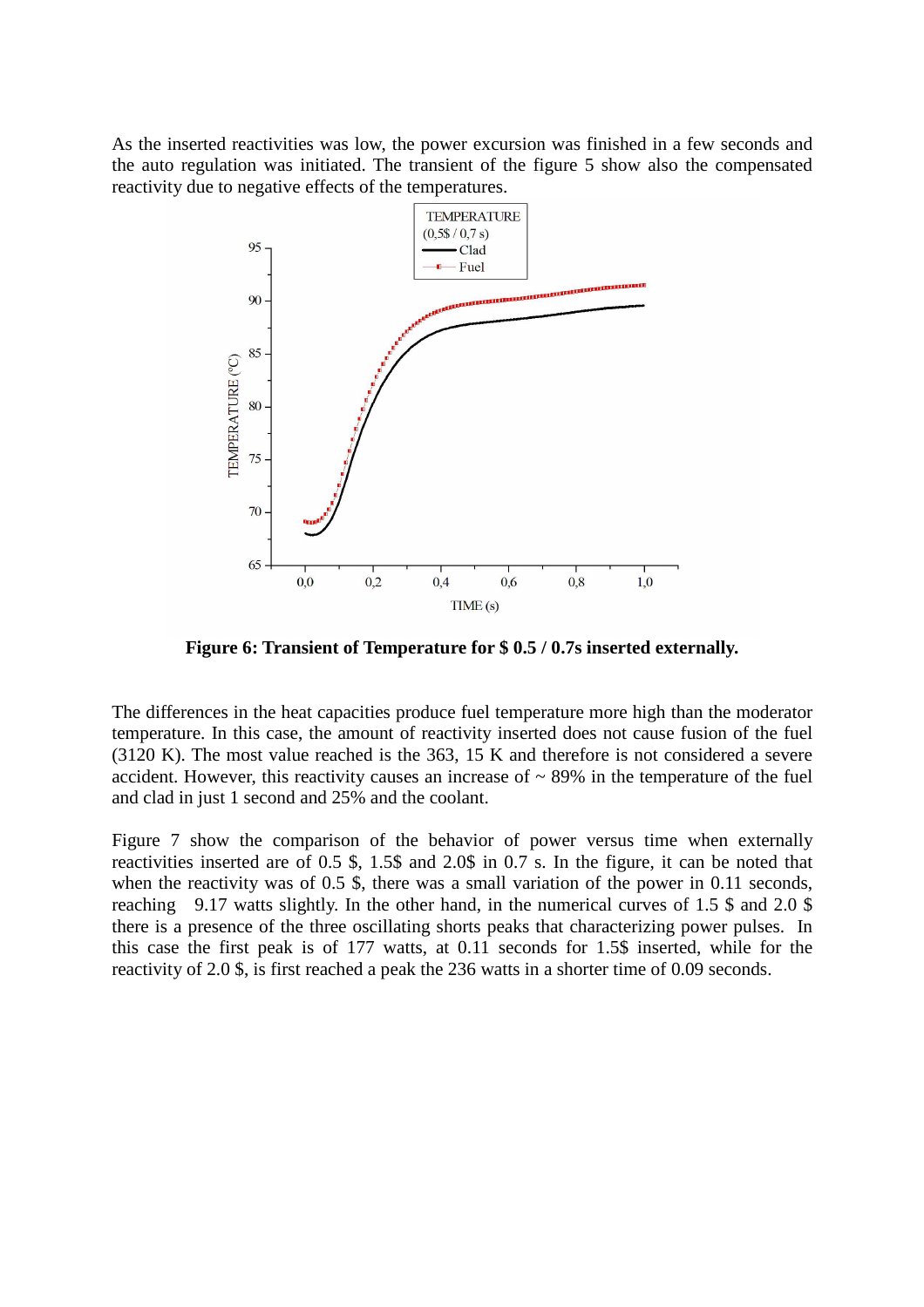As the inserted reactivities was low, the power excursion was finished in a few seconds and the auto regulation was initiated. The transient of the figure 5 show also the compensated reactivity due to negative effects of the temperatures.

**Figure 6: Transient of Temperature for $ 0.5 / 0.7s inserted externally.**

The differences in the heat capacities produce fuel temperature more high than the moderator temperature. In this case, the amount of reactivity inserted does not cause fusion of the fuel (3120 K). The most value reached is the 363, 15 K and therefore is not considered a severe accident. However, this reactivity causes an increase of ~ 89% in the temperature of the fuel and clad in just 1 second and 25% and the coolant.

Figure 7 show the comparison of the behavior of power versus time when externally reactivities inserted are of 0.5 $, 1.5$ and 2.0$ in 0.7 s. In the figure, it can be noted that when the reactivity was of 0.5 $, there was a small variation of the power in 0.11 seconds, reaching 9.17 watts slightly. In the other hand, in the numerical curves of 1.5 $ and 2.0 $ there is a presence of the three oscillating shorts peaks that characterizing power pulses. In this case the first peak is of 177 watts, at 0.11 seconds for 1.5$ inserted, while for the reactivity of 2.0 $, is first reached a peak the 236 watts in a shorter time of 0.09 seconds.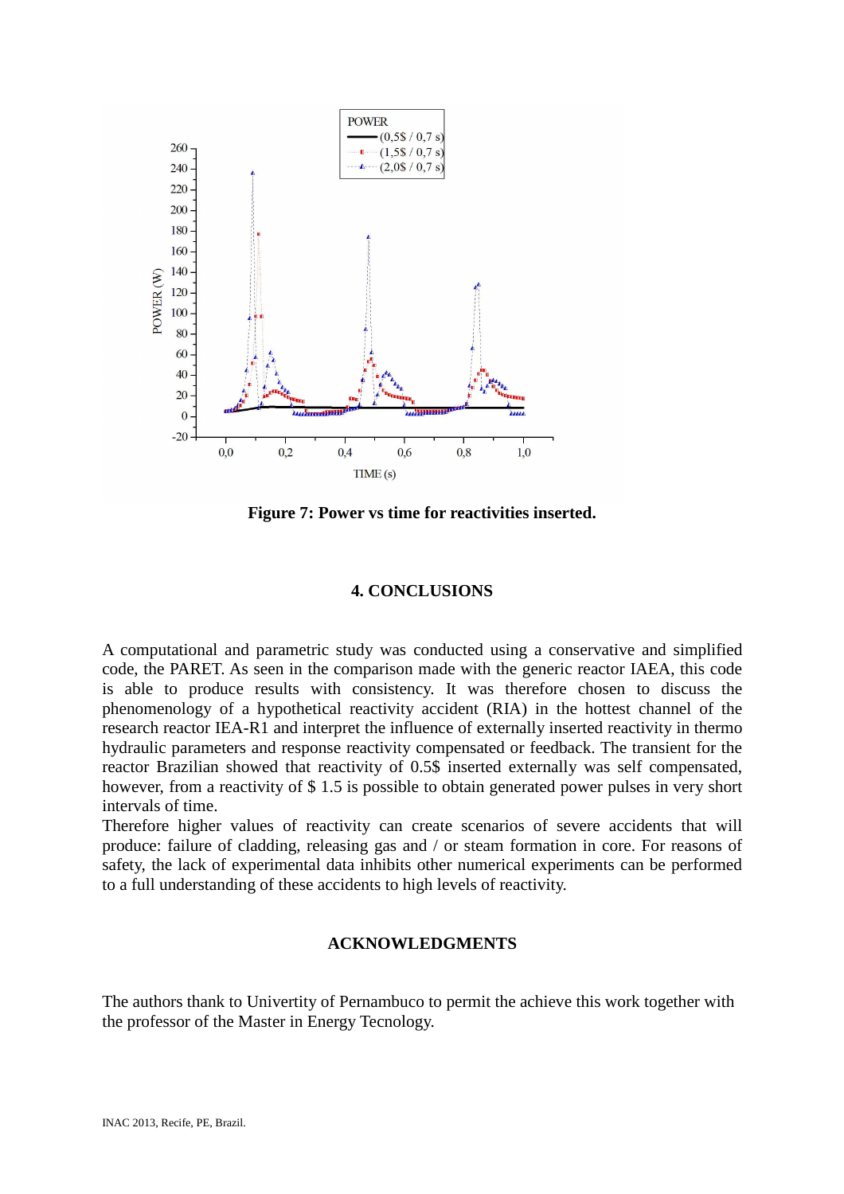Figure 7: Power vs time for reactivities inserted.

## 4. CONCLUSIONS

A computational and parametric study was conducted using a conservative and simplified code, the PARET. As seen in the comparison made with the generic reactor IAEA, this code is able to produce results with consistency. It was therefore chosen to discuss the phenomenology of a hypothetical reactivity accident (RIA) in the hottest channel of the research reactor IEA-R1 and interpret the influence of externally inserted reactivity in thermo hydraulic parameters and response reactivity compensated or feedback. The transient for the reactor Brazilian showed that reactivity of 0.5$ inserted externally was self compensated, however, from a reactivity of $ 1.5 is possible to obtain generated power pulses in very short intervals of time.

Therefore higher values of reactivity can create scenarios of severe accidents that will produce: failure of cladding, releasing gas and / or steam formation in core. For reasons of safety, the lack of experimental data inhibits other numerical experiments can be performed to a full understanding of these accidents to high levels of reactivity.

## ACKNOWLEDGMENTS

The authors thank to Univertity of Pernambuco to permit the achieve this work together with the professor of the Master in Energy Tecnology.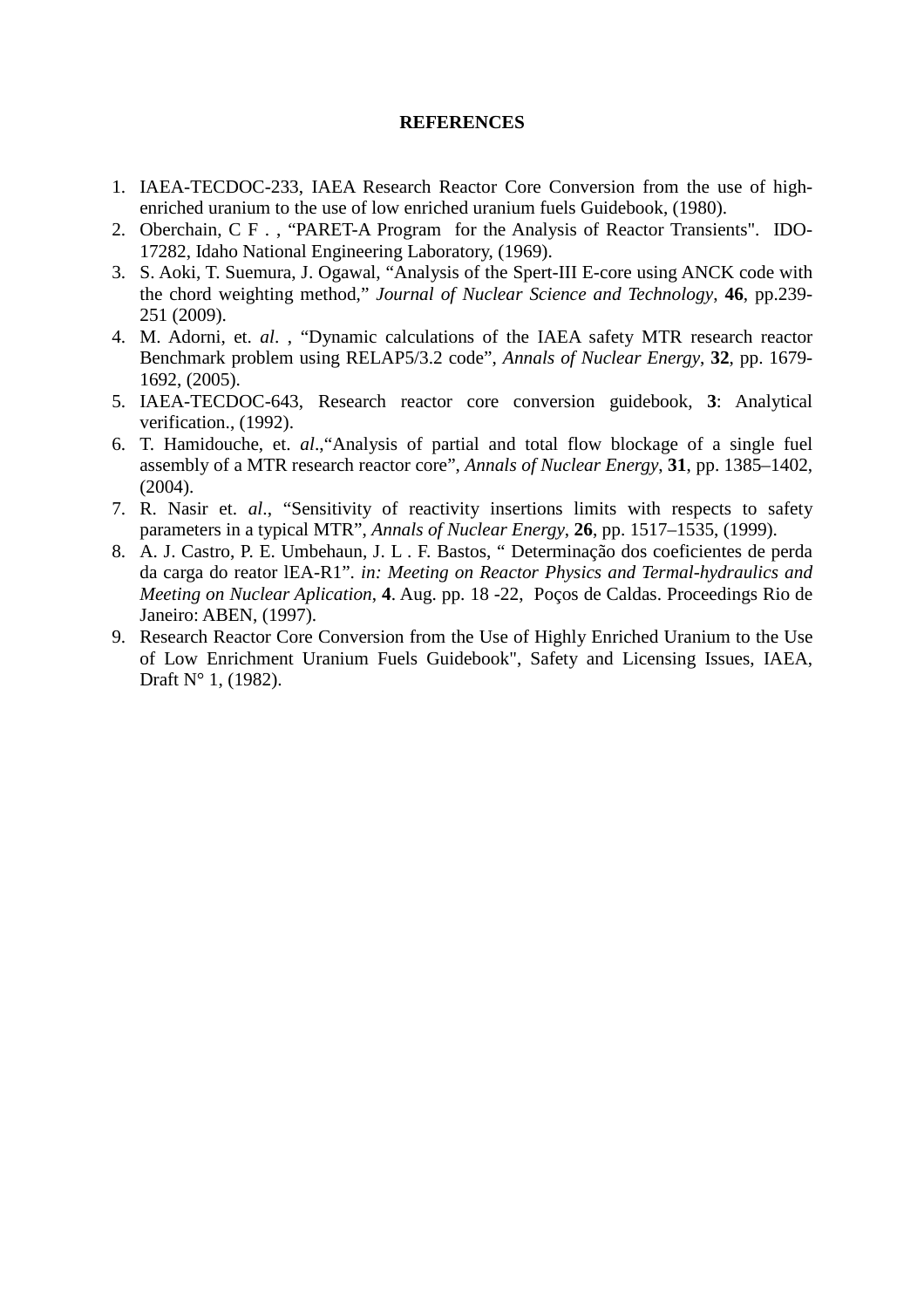# REFERENCES

1. IAEA-TECDOC-233, IAEA Research Reactor Core Conversion from the use of high-enriched uranium to the use of low enriched uranium fuels Guidebook, (1980).
2. Oberchain, C F . , "PARET-A Program for the Analysis of Reactor Transients". IDO-17282, Idaho National Engineering Laboratory, (1969).
3. S. Aoki, T. Suemura, J. Ogawal, "Analysis of the Spert-III E-core using ANCK code with the chord weighting method," *Journal of Nuclear Science and Technology*, **46**, pp.239-251 (2009).
4. M. Adorni, et. *al*. , "Dynamic calculations of the IAEA safety MTR research reactor Benchmark problem using RELAP5/3.2 code", *Annals of Nuclear Energy*, **32**, pp. 1679-1692, (2005).
5. IAEA-TECDOC-643, Research reactor core conversion guidebook, **3**: Analytical verification., (1992).
6. T. Hamidouche, et. *al*.,"Analysis of partial and total flow blockage of a single fuel assembly of a MTR research reactor core", *Annals of Nuclear Energy*, **31**, pp. 1385–1402, (2004).
7. R. Nasir et. *al*., "Sensitivity of reactivity insertions limits with respects to safety parameters in a typical MTR", *Annals of Nuclear Energy*, **26**, pp. 1517–1535, (1999).
8. A. J. Castro, P. E. Umbehaun, J. L . F. Bastos, " Determinação dos coeficientes de perda da carga do reator lEA-R1". *in: Meeting on Reactor Physics and Termal-hydraulics and Meeting on Nuclear Aplication*, **4**. Aug. pp. 18 -22, Poços de Caldas. Proceedings Rio de Janeiro: ABEN, (1997).
9. Research Reactor Core Conversion from the Use of Highly Enriched Uranium to the Use of Low Enrichment Uranium Fuels Guidebook", Safety and Licensing Issues, IAEA, Draft N° 1, (1982).